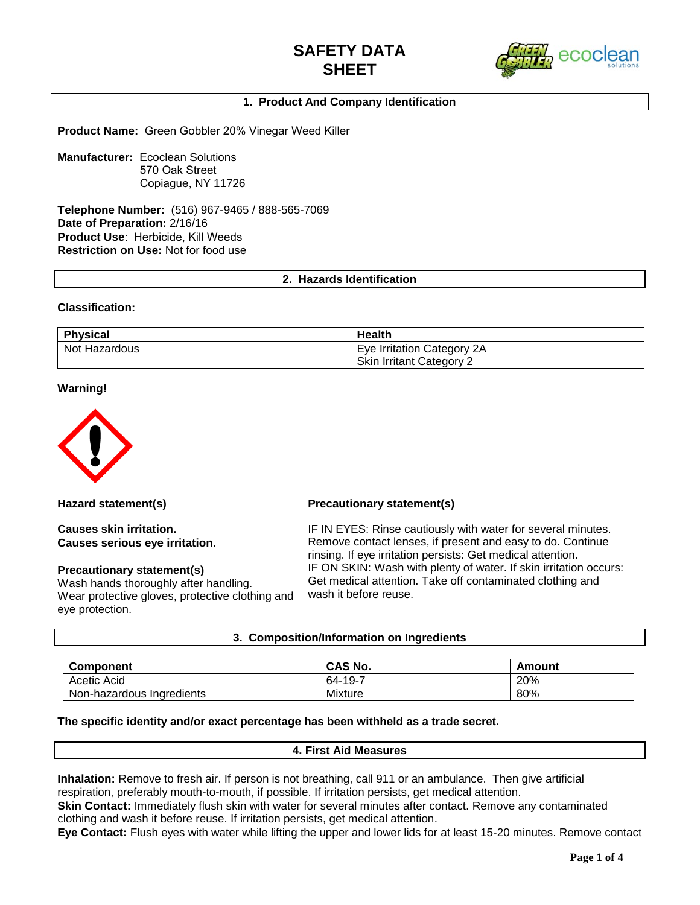# SAFETY DATA SHEET

## 1. Product And Company Identification

**Product Name:** Green Gobbler 20% Vinegar Weed Killer

**Manufacturer:** Ecoclean Solutions
570 Oak Street
Copiague, NY 11726

**Telephone Number:** (516) 967-9465 / 888-565-7069
**Date of Preparation:** 2/16/16
**Product Use**: Herbicide, Kill Weeds
**Restriction on Use:** Not for food use

## 2. Hazards Identification

**Classification:**

| Physical | Health |
|---|---|
| Not Hazardous | Eye Irritation Category 2A<br>Skin Irritant Category 2 |

**Warning!**

**Hazard statement(s)**

**Causes skin irritation.**
**Causes serious eye irritation.**

**Precautionary statement(s)**
Wash hands thoroughly after handling.
Wear protective gloves, protective clothing and eye protection.

**Precautionary statement(s)**

IF IN EYES: Rinse cautiously with water for several minutes. Remove contact lenses, if present and easy to do. Continue rinsing. If eye irritation persists: Get medical attention.
IF ON SKIN: Wash with plenty of water. If skin irritation occurs: Get medical attention. Take off contaminated clothing and wash it before reuse.

## 3. Composition/Information on Ingredients

| Component | CAS No. | Amount |
|---|---|---|
| Acetic Acid | 64-19-7 | 20% |
| Non-hazardous Ingredients | Mixture | 80% |

**The specific identity and/or exact percentage has been withheld as a trade secret.**

## 4. First Aid Measures

**Inhalation:** Remove to fresh air. If person is not breathing, call 911 or an ambulance. Then give artificial respiration, preferably mouth-to-mouth, if possible. If irritation persists, get medical attention.
**Skin Contact:** Immediately flush skin with water for several minutes after contact. Remove any contaminated clothing and wash it before reuse. If irritation persists, get medical attention.
**Eye Contact:** Flush eyes with water while lifting the upper and lower lids for at least 15-20 minutes. Remove contact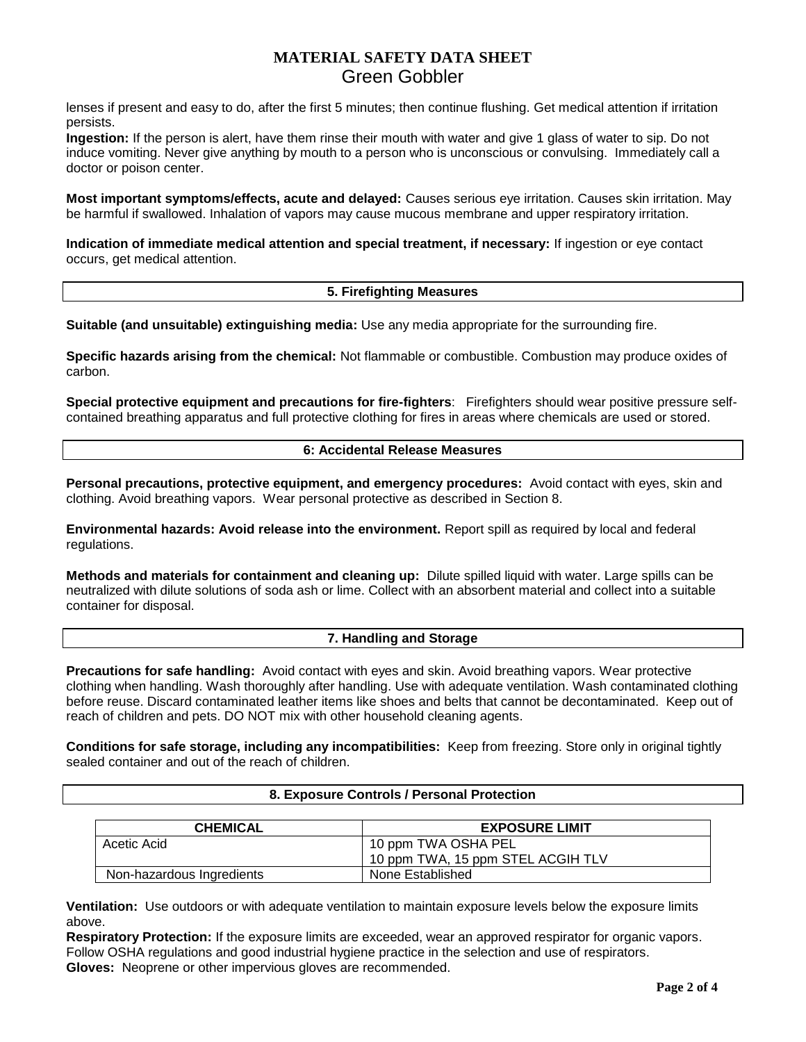lenses if present and easy to do, after the first 5 minutes; then continue flushing. Get medical attention if irritation persists.
**Ingestion:** If the person is alert, have them rinse their mouth with water and give 1 glass of water to sip. Do not induce vomiting. Never give anything by mouth to a person who is unconscious or convulsing. Immediately call a doctor or poison center.

**Most important symptoms/effects, acute and delayed:** Causes serious eye irritation. Causes skin irritation. May be harmful if swallowed. Inhalation of vapors may cause mucous membrane and upper respiratory irritation.

**Indication of immediate medical attention and special treatment, if necessary:** If ingestion or eye contact occurs, get medical attention.

## 5. Firefighting Measures

**Suitable (and unsuitable) extinguishing media:** Use any media appropriate for the surrounding fire.

**Specific hazards arising from the chemical:** Not flammable or combustible. Combustion may produce oxides of carbon.

**Special protective equipment and precautions for fire-fighters**: Firefighters should wear positive pressure self-contained breathing apparatus and full protective clothing for fires in areas where chemicals are used or stored.

## 6: Accidental Release Measures

**Personal precautions, protective equipment, and emergency procedures:** Avoid contact with eyes, skin and clothing. Avoid breathing vapors. Wear personal protective as described in Section 8.

**Environmental hazards: Avoid release into the environment.** Report spill as required by local and federal regulations.

**Methods and materials for containment and cleaning up:** Dilute spilled liquid with water. Large spills can be neutralized with dilute solutions of soda ash or lime. Collect with an absorbent material and collect into a suitable container for disposal.

## 7. Handling and Storage

**Precautions for safe handling:** Avoid contact with eyes and skin. Avoid breathing vapors. Wear protective clothing when handling. Wash thoroughly after handling. Use with adequate ventilation. Wash contaminated clothing before reuse. Discard contaminated leather items like shoes and belts that cannot be decontaminated. Keep out of reach of children and pets. DO NOT mix with other household cleaning agents.

**Conditions for safe storage, including any incompatibilities:** Keep from freezing. Store only in original tightly sealed container and out of the reach of children.

## 8. Exposure Controls / Personal Protection

| CHEMICAL | EXPOSURE LIMIT |
|---|---|
| Acetic Acid | 10 ppm TWA OSHA PEL<br>10 ppm TWA, 15 ppm STEL ACGIH TLV |
| Non-hazardous Ingredients | None Established |

**Ventilation:** Use outdoors or with adequate ventilation to maintain exposure levels below the exposure limits above.
**Respiratory Protection:** If the exposure limits are exceeded, wear an approved respirator for organic vapors. Follow OSHA regulations and good industrial hygiene practice in the selection and use of respirators.
**Gloves:** Neoprene or other impervious gloves are recommended.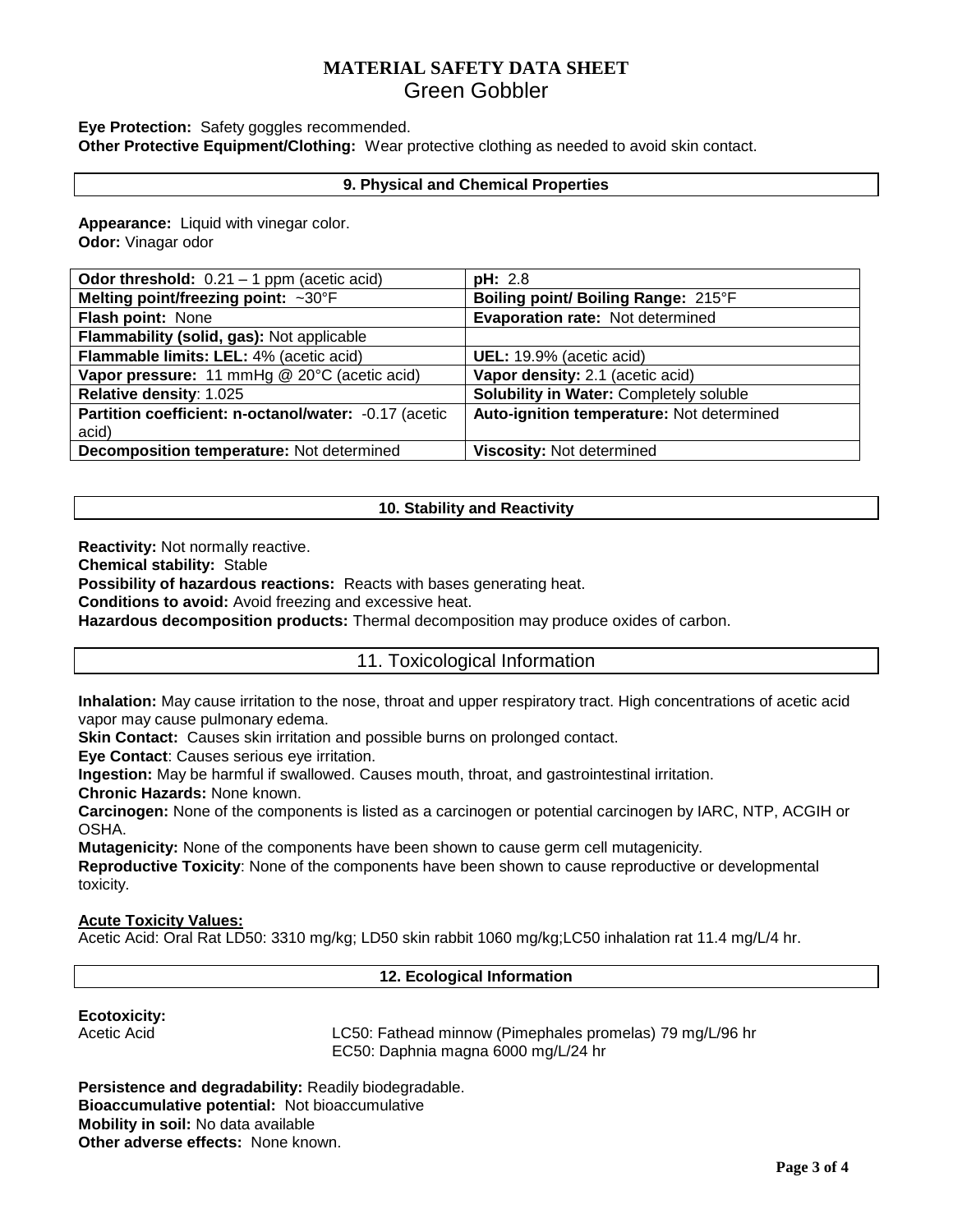**Eye Protection:** Safety goggles recommended.
**Other Protective Equipment/Clothing:** Wear protective clothing as needed to avoid skin contact.

## 9. Physical and Chemical Properties

**Appearance:** Liquid with vinegar color.
**Odor:** Vinagar odor

| | |
|---|---|
| **Odor threshold:** 0.21 – 1 ppm (acetic acid) | **pH:** 2.8 |
| **Melting point/freezing point:** ~30°F | **Boiling point/ Boiling Range:** 215°F |
| **Flash point:** None | **Evaporation rate:** Not determined |
| **Flammability (solid, gas):** Not applicable | |
| **Flammable limits: LEL:** 4% (acetic acid) | **UEL:** 19.9% (acetic acid) |
| **Vapor pressure:** 11 mmHg @ 20°C (acetic acid) | **Vapor density:** 2.1 (acetic acid) |
| **Relative density**: 1.025 | **Solubility in Water:** Completely soluble |
| **Partition coefficient: n-octanol/water:** -0.17 (acetic acid) | **Auto-ignition temperature:** Not determined |
| **Decomposition temperature:** Not determined | **Viscosity:** Not determined |

## 10. Stability and Reactivity

**Reactivity:** Not normally reactive.
**Chemical stability:** Stable
**Possibility of hazardous reactions:** Reacts with bases generating heat.
**Conditions to avoid:** Avoid freezing and excessive heat.
**Hazardous decomposition products:** Thermal decomposition may produce oxides of carbon.

## 11. Toxicological Information

**Inhalation:** May cause irritation to the nose, throat and upper respiratory tract. High concentrations of acetic acid vapor may cause pulmonary edema.
**Skin Contact:** Causes skin irritation and possible burns on prolonged contact.
**Eye Contact**: Causes serious eye irritation.
**Ingestion:** May be harmful if swallowed. Causes mouth, throat, and gastrointestinal irritation.
**Chronic Hazards:** None known.
**Carcinogen:** None of the components is listed as a carcinogen or potential carcinogen by IARC, NTP, ACGIH or OSHA.
**Mutagenicity:** None of the components have been shown to cause germ cell mutagenicity.
**Reproductive Toxicity**: None of the components have been shown to cause reproductive or developmental toxicity.

**Acute Toxicity Values:**
Acetic Acid: Oral Rat LD50: 3310 mg/kg; LD50 skin rabbit 1060 mg/kg;LC50 inhalation rat 11.4 mg/L/4 hr.

## 12. Ecological Information

**Ecotoxicity:**

Acetic Acid — LC50: Fathead minnow (Pimephales promelas) 79 mg/L/96 hr
EC50: Daphnia magna 6000 mg/L/24 hr

**Persistence and degradability:** Readily biodegradable.
**Bioaccumulative potential:** Not bioaccumulative
**Mobility in soil:** No data available
**Other adverse effects:** None known.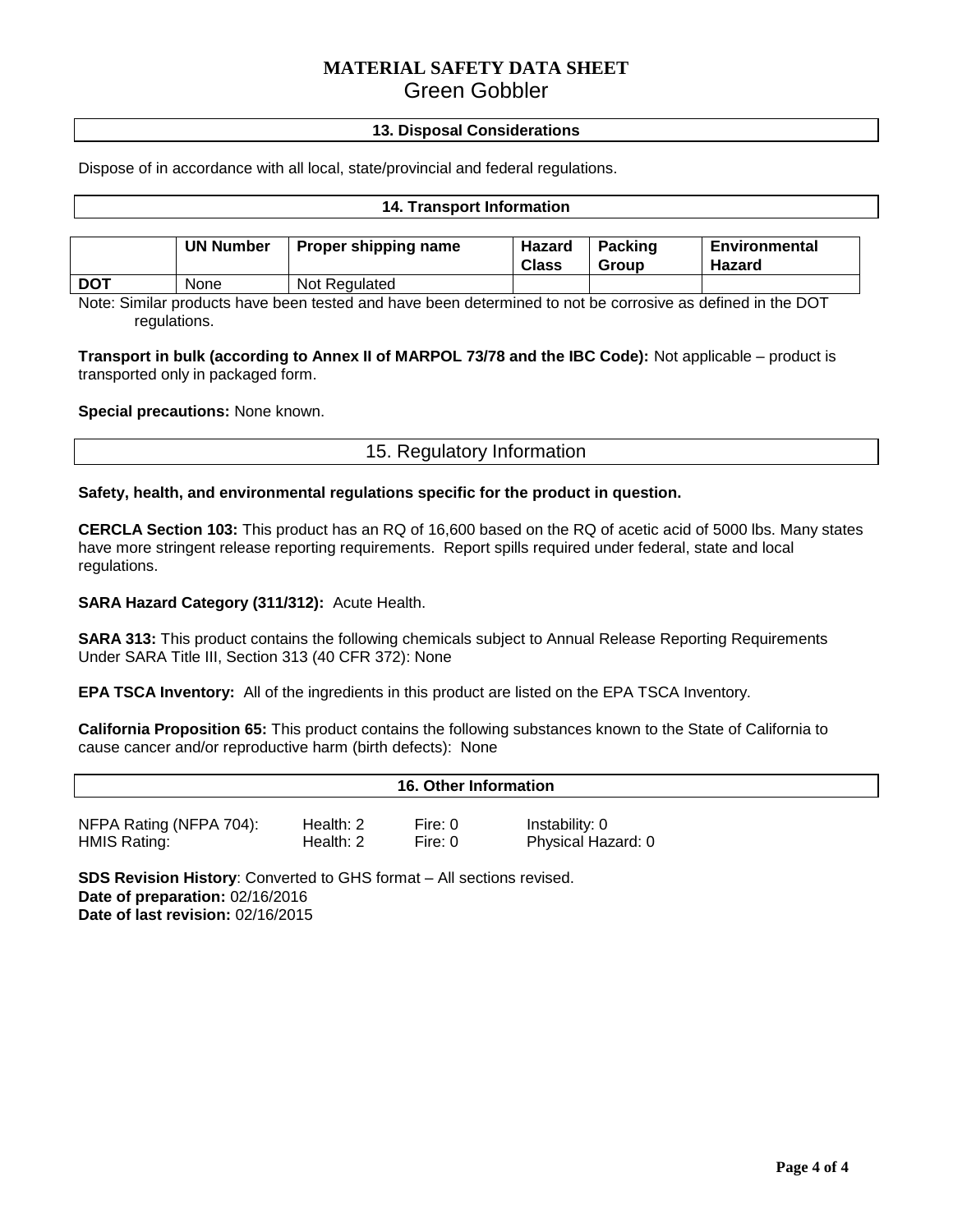# MATERIAL SAFETY DATA SHEET

## Green Gobbler

### 13. Disposal Considerations

Dispose of in accordance with all local, state/provincial and federal regulations.

### 14. Transport Information

| | UN Number | Proper shipping name | Hazard Class | Packing Group | Environmental Hazard |
|---|---|---|---|---|---|
| **DOT** | None | Not Regulated | | | |

Note: Similar products have been tested and have been determined to not be corrosive as defined in the DOT regulations.

**Transport in bulk (according to Annex II of MARPOL 73/78 and the IBC Code):** Not applicable – product is transported only in packaged form.

**Special precautions:** None known.

### 15. Regulatory Information

**Safety, health, and environmental regulations specific for the product in question.**

**CERCLA Section 103:** This product has an RQ of 16,600 based on the RQ of acetic acid of 5000 lbs. Many states have more stringent release reporting requirements. Report spills required under federal, state and local regulations.

**SARA Hazard Category (311/312):** Acute Health.

**SARA 313:** This product contains the following chemicals subject to Annual Release Reporting Requirements Under SARA Title III, Section 313 (40 CFR 372): None

**EPA TSCA Inventory:** All of the ingredients in this product are listed on the EPA TSCA Inventory.

**California Proposition 65:** This product contains the following substances known to the State of California to cause cancer and/or reproductive harm (birth defects): None

### 16. Other Information

| | | | |
|---|---|---|---|
| NFPA Rating (NFPA 704): | Health: 2 | Fire: 0 | Instability: 0 |
| HMIS Rating: | Health: 2 | Fire: 0 | Physical Hazard: 0 |

**SDS Revision History**: Converted to GHS format – All sections revised.
**Date of preparation:** 02/16/2016
**Date of last revision:** 02/16/2015